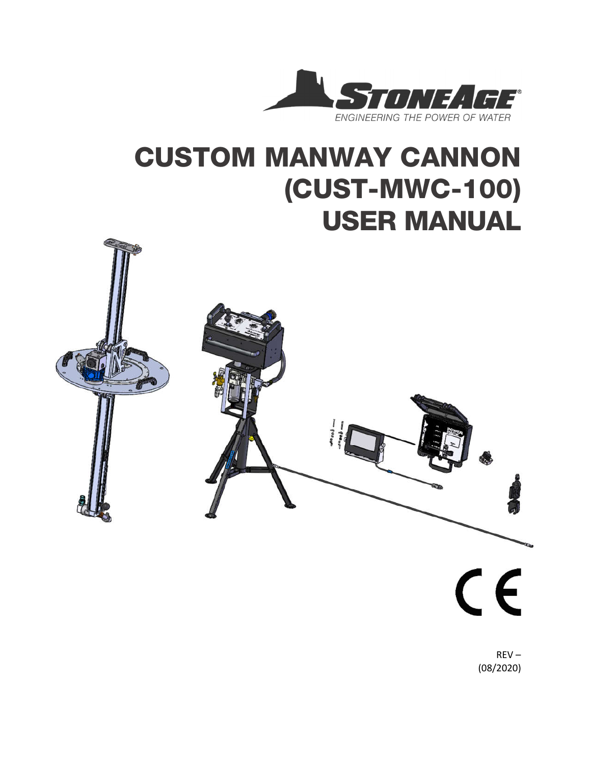STONEAGE®

ENGINEERING THE POWER OF WATER

# CUSTOM MANWAY CANNON (CUST-MWC-100) USER MANUAL

CE

REV –
(08/2020)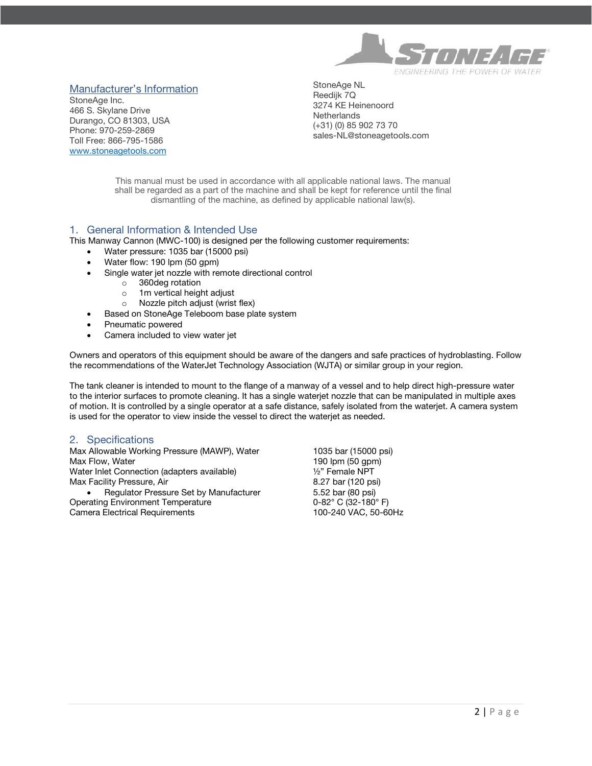## Manufacturer's Information

StoneAge Inc.
466 S. Skylane Drive
Durango, CO 81303, USA
Phone: 970-259-2869
Toll Free: 866-795-1586
www.stoneagetools.com

StoneAge NL
Reedijk 7Q
3274 KE Heinenoord
Netherlands
(+31) (0) 85 902 73 70
sales-NL@stoneagetools.com

This manual must be used in accordance with all applicable national laws. The manual shall be regarded as a part of the machine and shall be kept for reference until the final dismantling of the machine, as defined by applicable national law(s).

## 1. General Information & Intended Use

This Manway Cannon (MWC-100) is designed per the following customer requirements:

- Water pressure: 1035 bar (15000 psi)
- Water flow: 190 lpm (50 gpm)
- Single water jet nozzle with remote directional control
  - 360deg rotation
  - 1m vertical height adjust
  - Nozzle pitch adjust (wrist flex)
- Based on StoneAge Teleboom base plate system
- Pneumatic powered
- Camera included to view water jet

Owners and operators of this equipment should be aware of the dangers and safe practices of hydroblasting. Follow the recommendations of the WaterJet Technology Association (WJTA) or similar group in your region.

The tank cleaner is intended to mount to the flange of a manway of a vessel and to help direct high-pressure water to the interior surfaces to promote cleaning. It has a single waterjet nozzle that can be manipulated in multiple axes of motion. It is controlled by a single operator at a safe distance, safely isolated from the waterjet. A camera system is used for the operator to view inside the vessel to direct the waterjet as needed.

## 2. Specifications

| | |
|---|---|
| Max Allowable Working Pressure (MAWP), Water | 1035 bar (15000 psi) |
| Max Flow, Water | 190 lpm (50 gpm) |
| Water Inlet Connection (adapters available) | ½" Female NPT |
| Max Facility Pressure, Air | 8.27 bar (120 psi) |
| • Regulator Pressure Set by Manufacturer | 5.52 bar (80 psi) |
| Operating Environment Temperature | 0-82° C (32-180° F) |
| Camera Electrical Requirements | 100-240 VAC, 50-60Hz |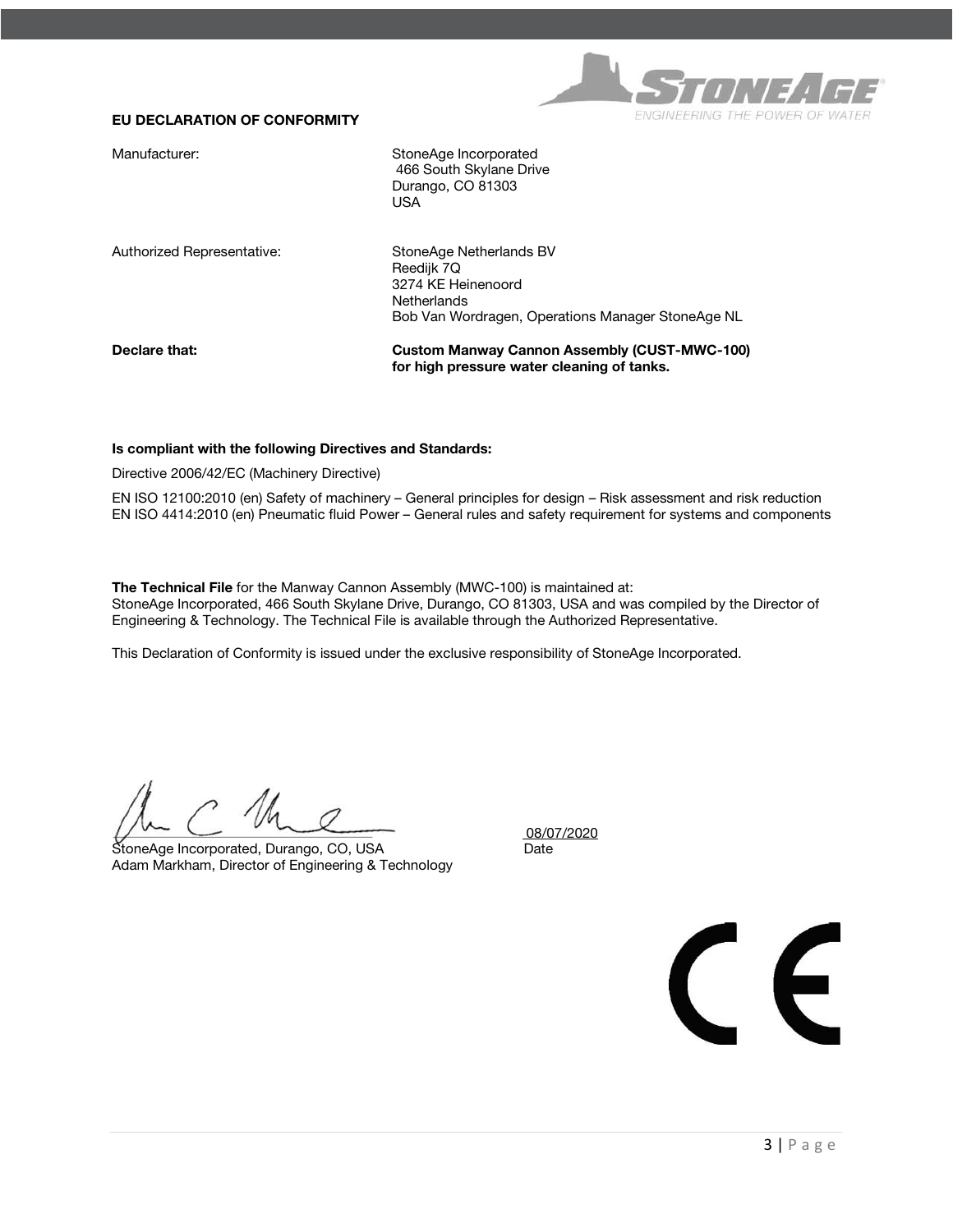# EU DECLARATION OF CONFORMITY

| | |
|---|---|
| Manufacturer: | StoneAge Incorporated<br>466 South Skylane Drive<br>Durango, CO 81303<br>USA |
| Authorized Representative: | StoneAge Netherlands BV<br>Reedijk 7Q<br>3274 KE Heinenoord<br>Netherlands<br>Bob Van Wordragen, Operations Manager StoneAge NL |
| **Declare that:** | **Custom Manway Cannon Assembly (CUST-MWC-100) for high pressure water cleaning of tanks.** |

**Is compliant with the following Directives and Standards:**

Directive 2006/42/EC (Machinery Directive)

EN ISO 12100:2010 (en) Safety of machinery – General principles for design – Risk assessment and risk reduction
EN ISO 4414:2010 (en) Pneumatic fluid Power – General rules and safety requirement for systems and components

**The Technical File** for the Manway Cannon Assembly (MWC-100) is maintained at:
StoneAge Incorporated, 466 South Skylane Drive, Durango, CO 81303, USA and was compiled by the Director of Engineering & Technology. The Technical File is available through the Authorized Representative.

This Declaration of Conformity is issued under the exclusive responsibility of StoneAge Incorporated.

StoneAge Incorporated, Durango, CO, USA
Adam Markham, Director of Engineering & Technology

08/07/2020
Date

CE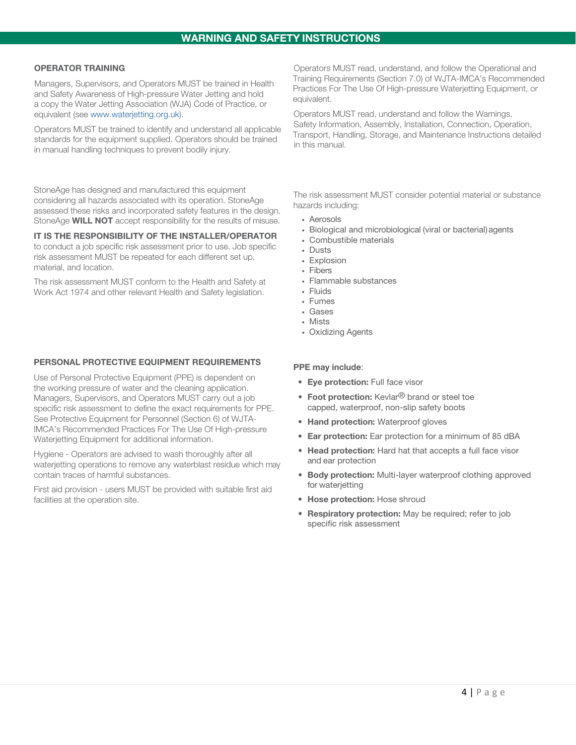# WARNING AND SAFETY INSTRUCTIONS

### OPERATOR TRAINING

Managers, Supervisors, and Operators MUST be trained in Health and Safety Awareness of High-pressure Water Jetting and hold a copy the Water Jetting Association (WJA) Code of Practice, or equivalent (see www.waterjetting.org.uk).

Operators MUST be trained to identify and understand all applicable standards for the equipment supplied. Operators should be trained in manual handling techniques to prevent bodily injury.

Operators MUST read, understand, and follow the Operational and Training Requirements (Section 7.0) of WJTA-IMCA's Recommended Practices For The Use Of High-pressure Waterjetting Equipment, or equivalent.

Operators MUST read, understand and follow the Warnings, Safety Information, Assembly, Installation, Connection, Operation, Transport, Handling, Storage, and Maintenance Instructions detailed in this manual.

StoneAge has designed and manufactured this equipment considering all hazards associated with its operation. StoneAge assessed these risks and incorporated safety features in the design. StoneAge **WILL NOT** accept responsibility for the results of misuse.

**IT IS THE RESPONSIBILITY OF THE INSTALLER/OPERATOR** to conduct a job specific risk assessment prior to use. Job specific risk assessment MUST be repeated for each different set up, material, and location.

The risk assessment MUST conform to the Health and Safety at Work Act 1974 and other relevant Health and Safety legislation.

The risk assessment MUST consider potential material or substance hazards including:

- Aerosols
- Biological and microbiological (viral or bacterial) agents
- Combustible materials
- Dusts
- Explosion
- Fibers
- Flammable substances
- Fluids
- Fumes
- Gases
- Mists
- Oxidizing Agents

### PERSONAL PROTECTIVE EQUIPMENT REQUIREMENTS

Use of Personal Protective Equipment (PPE) is dependent on the working pressure of water and the cleaning application. Managers, Supervisors, and Operators MUST carry out a job specific risk assessment to define the exact requirements for PPE. See Protective Equipment for Personnel (Section 6) of WJTA-IMCA's Recommended Practices For The Use Of High-pressure Waterjetting Equipment for additional information.

Hygiene - Operators are advised to wash thoroughly after all waterjetting operations to remove any waterblast residue which may contain traces of harmful substances.

First aid provision - users MUST be provided with suitable first aid facilities at the operation site.

**PPE may include**:

- **Eye protection:** Full face visor
- **Foot protection:** Kevlar® brand or steel toe capped, waterproof, non-slip safety boots
- **Hand protection:** Waterproof gloves
- **Ear protection:** Ear protection for a minimum of 85 dBA
- **Head protection:** Hard hat that accepts a full face visor and ear protection
- **Body protection:** Multi-layer waterproof clothing approved for waterjetting
- **Hose protection:** Hose shroud
- **Respiratory protection:** May be required; refer to job specific risk assessment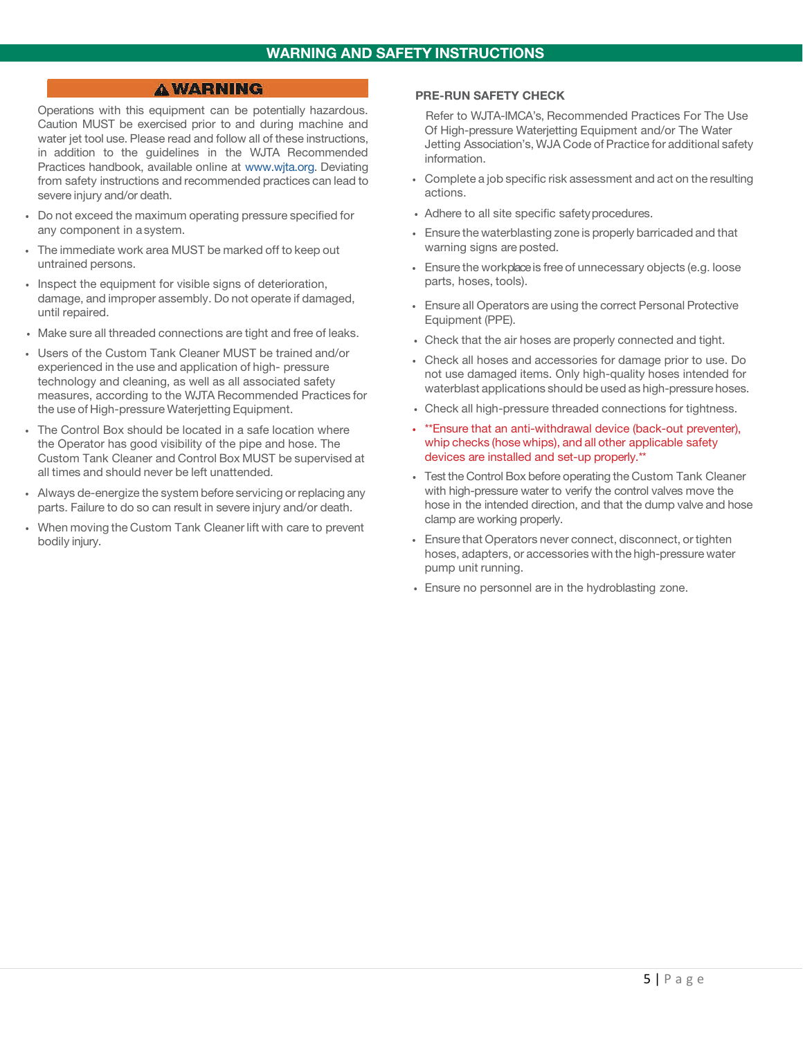## WARNING AND SAFETY INSTRUCTIONS

### ⚠ WARNING

Operations with this equipment can be potentially hazardous. Caution MUST be exercised prior to and during machine and water jet tool use. Please read and follow all of these instructions, in addition to the guidelines in the WJTA Recommended Practices handbook, available online at www.wjta.org. Deviating from safety instructions and recommended practices can lead to severe injury and/or death.

- Do not exceed the maximum operating pressure specified for any component in a system.
- The immediate work area MUST be marked off to keep out untrained persons.
- Inspect the equipment for visible signs of deterioration, damage, and improper assembly. Do not operate if damaged, until repaired.
- Make sure all threaded connections are tight and free of leaks.
- Users of the Custom Tank Cleaner MUST be trained and/or experienced in the use and application of high- pressure technology and cleaning, as well as all associated safety measures, according to the WJTA Recommended Practices for the use of High-pressure Waterjetting Equipment.
- The Control Box should be located in a safe location where the Operator has good visibility of the pipe and hose. The Custom Tank Cleaner and Control Box MUST be supervised at all times and should never be left unattended.
- Always de-energize the system before servicing or replacing any parts. Failure to do so can result in severe injury and/or death.
- When moving the Custom Tank Cleaner lift with care to prevent bodily injury.

### PRE-RUN SAFETY CHECK

Refer to WJTA-IMCA's, Recommended Practices For The Use Of High-pressure Waterjetting Equipment and/or The Water Jetting Association's, WJA Code of Practice for additional safety information.

- Complete a job specific risk assessment and act on the resulting actions.
- Adhere to all site specific safety procedures.
- Ensure the waterblasting zone is properly barricaded and that warning signs are posted.
- Ensure the workplace is free of unnecessary objects (e.g. loose parts, hoses, tools).
- Ensure all Operators are using the correct Personal Protective Equipment (PPE).
- Check that the air hoses are properly connected and tight.
- Check all hoses and accessories for damage prior to use. Do not use damaged items. Only high-quality hoses intended for waterblast applications should be used as high-pressure hoses.
- Check all high-pressure threaded connections for tightness.
- **Ensure that an anti-withdrawal device (back-out preventer), whip checks (hose whips), and all other applicable safety devices are installed and set-up properly.**
- Test the Control Box before operating the Custom Tank Cleaner with high-pressure water to verify the control valves move the hose in the intended direction, and that the dump valve and hose clamp are working properly.
- Ensure that Operators never connect, disconnect, or tighten hoses, adapters, or accessories with the high-pressure water pump unit running.
- Ensure no personnel are in the hydroblasting zone.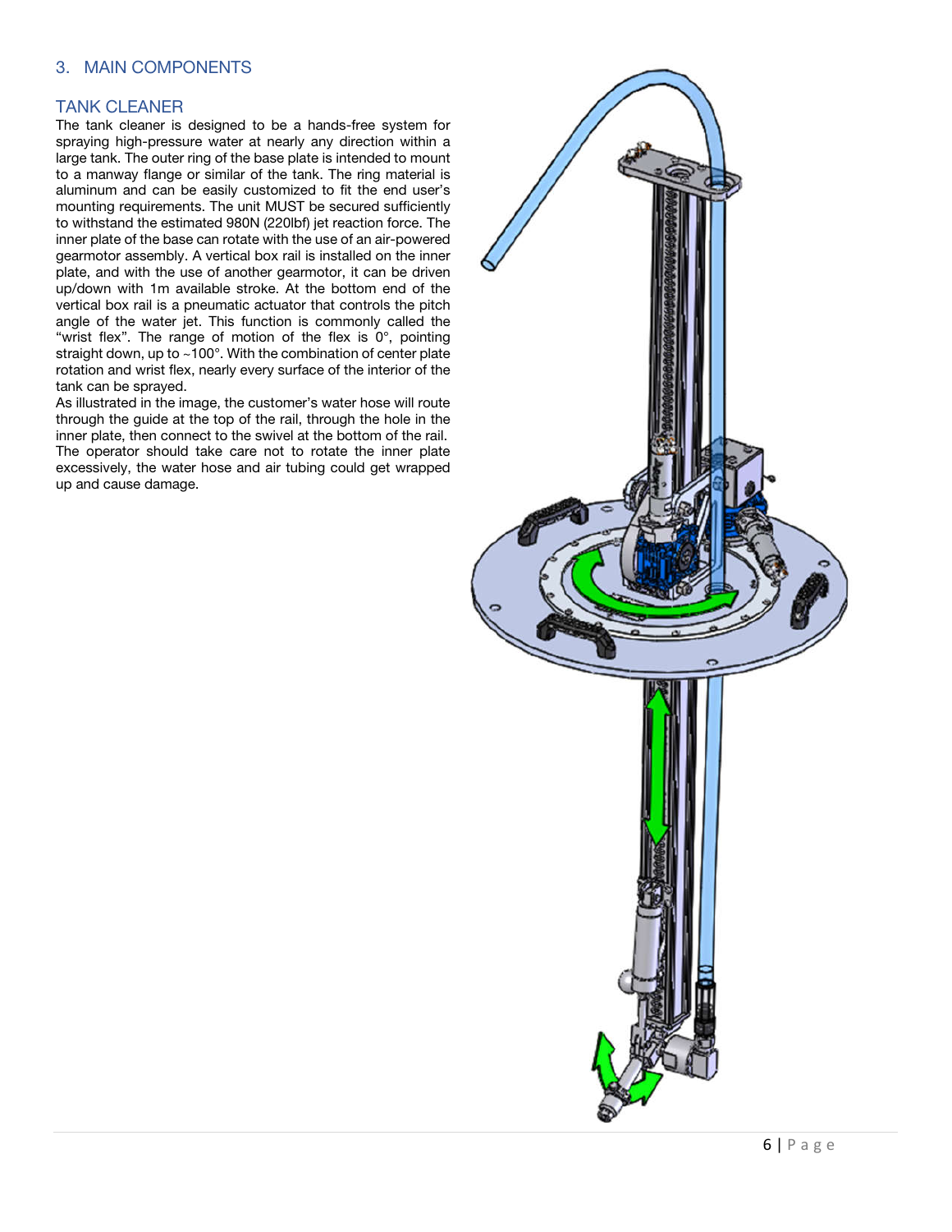## 3. MAIN COMPONENTS

### TANK CLEANER

The tank cleaner is designed to be a hands-free system for spraying high-pressure water at nearly any direction within a large tank. The outer ring of the base plate is intended to mount to a manway flange or similar of the tank. The ring material is aluminum and can be easily customized to fit the end user's mounting requirements. The unit MUST be secured sufficiently to withstand the estimated 980N (220lbf) jet reaction force. The inner plate of the base can rotate with the use of an air-powered gearmotor assembly. A vertical box rail is installed on the inner plate, and with the use of another gearmotor, it can be driven up/down with 1m available stroke. At the bottom end of the vertical box rail is a pneumatic actuator that controls the pitch angle of the water jet. This function is commonly called the "wrist flex". The range of motion of the flex is 0°, pointing straight down, up to ~100°. With the combination of center plate rotation and wrist flex, nearly every surface of the interior of the tank can be sprayed.

As illustrated in the image, the customer's water hose will route through the guide at the top of the rail, through the hole in the inner plate, then connect to the swivel at the bottom of the rail. The operator should take care not to rotate the inner plate excessively, the water hose and air tubing could get wrapped up and cause damage.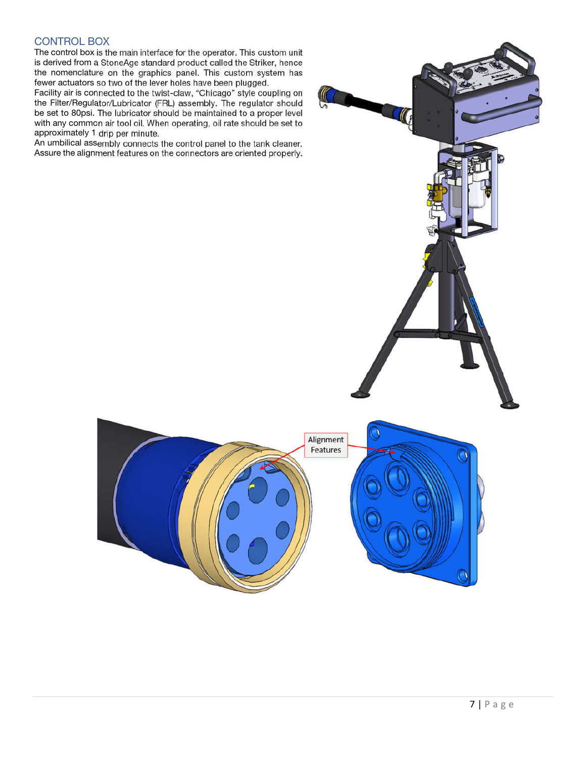## CONTROL BOX

The control box is the main interface for the operator. This custom unit is derived from a StoneAge standard product called the Striker, hence the nomenclature on the graphics panel. This custom system has fewer actuators so two of the lever holes have been plugged.

Facility air is connected to the twist-claw, "Chicago" style coupling on the Filter/Regulator/Lubricator (FRL) assembly. The regulator should be set to 80psi. The lubricator should be maintained to a proper level with any common air tool oil. When operating, oil rate should be set to approximately 1 drip per minute.

An umbilical assembly connects the control panel to the tank cleaner. Assure the alignment features on the connectors are oriented properly.

Alignment Features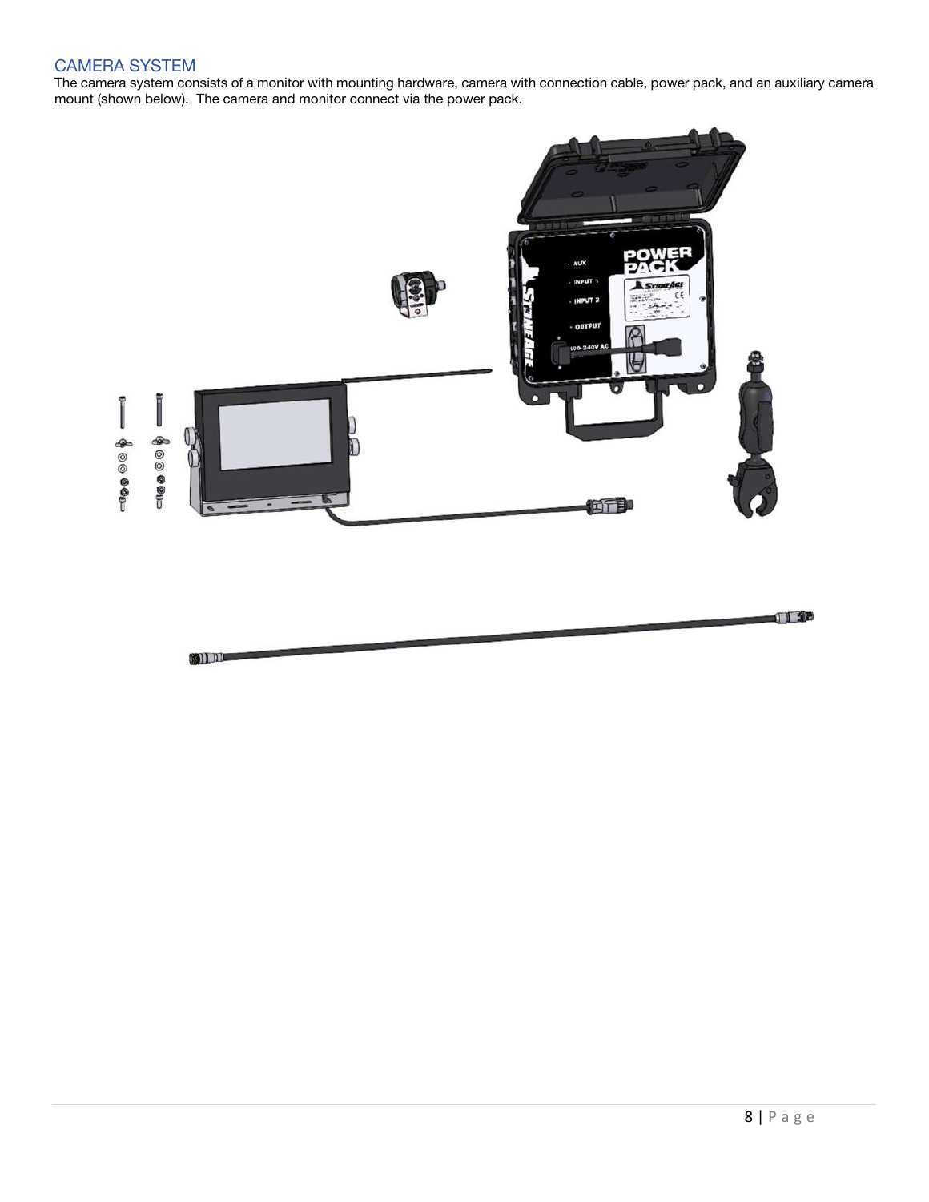## CAMERA SYSTEM

The camera system consists of a monitor with mounting hardware, camera with connection cable, power pack, and an auxiliary camera mount (shown below). The camera and monitor connect via the power pack.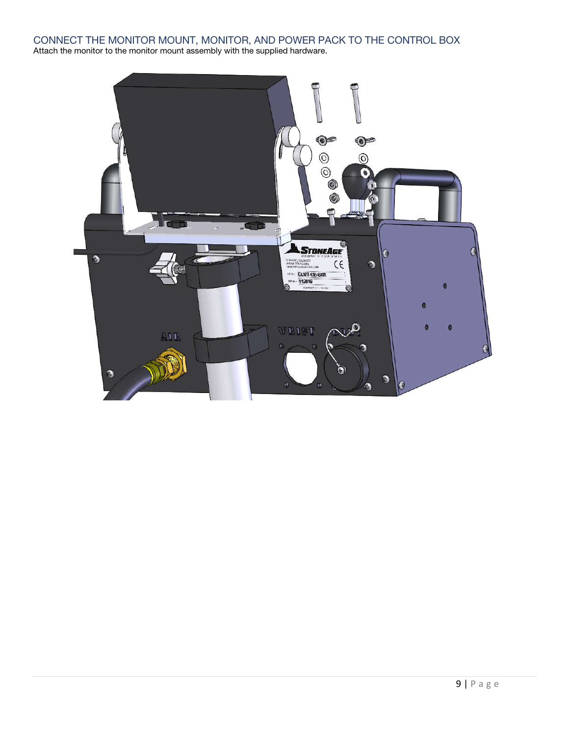## CONNECT THE MONITOR MOUNT, MONITOR, AND POWER PACK TO THE CONTROL BOX

Attach the monitor to the monitor mount assembly with the supplied hardware.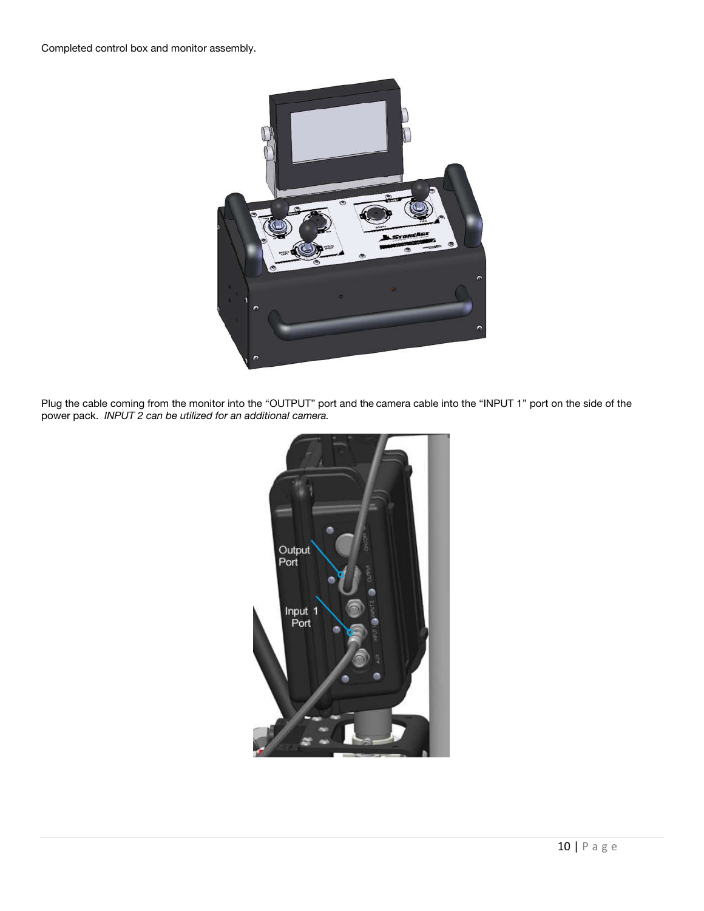Completed control box and monitor assembly.

Plug the cable coming from the monitor into the “OUTPUT” port and the camera cable into the “INPUT 1” port on the side of the power pack. *INPUT 2 can be utilized for an additional camera.*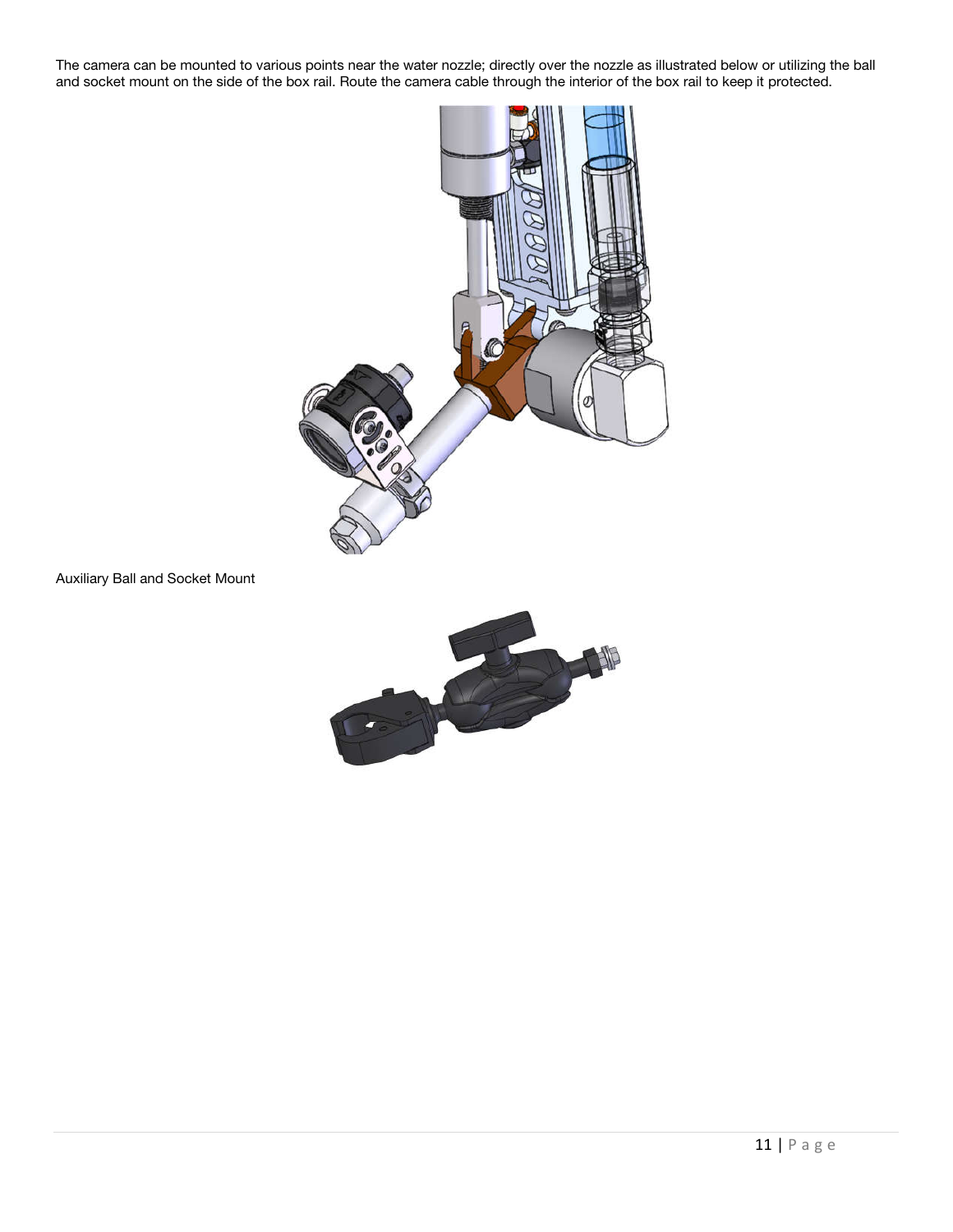The camera can be mounted to various points near the water nozzle; directly over the nozzle as illustrated below or utilizing the ball and socket mount on the side of the box rail. Route the camera cable through the interior of the box rail to keep it protected.

Auxiliary Ball and Socket Mount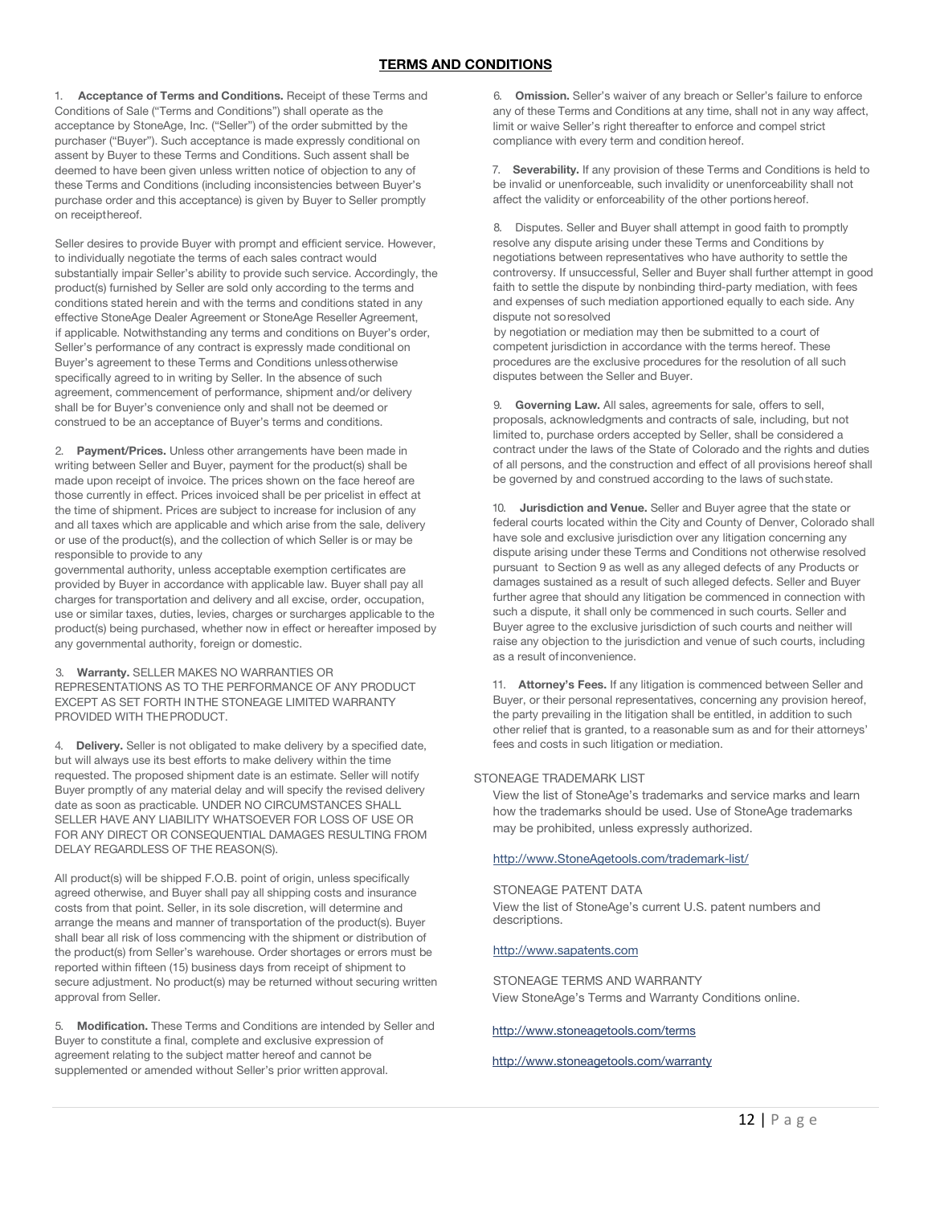## TERMS AND CONDITIONS

1. **Acceptance of Terms and Conditions.** Receipt of these Terms and Conditions of Sale ("Terms and Conditions") shall operate as the acceptance by StoneAge, Inc. ("Seller") of the order submitted by the purchaser ("Buyer"). Such acceptance is made expressly conditional on assent by Buyer to these Terms and Conditions. Such assent shall be deemed to have been given unless written notice of objection to any of these Terms and Conditions (including inconsistencies between Buyer's purchase order and this acceptance) is given by Buyer to Seller promptly on receipt thereof.

Seller desires to provide Buyer with prompt and efficient service. However, to individually negotiate the terms of each sales contract would substantially impair Seller's ability to provide such service. Accordingly, the product(s) furnished by Seller are sold only according to the terms and conditions stated herein and with the terms and conditions stated in any effective StoneAge Dealer Agreement or StoneAge Reseller Agreement, if applicable. Notwithstanding any terms and conditions on Buyer's order, Seller's performance of any contract is expressly made conditional on Buyer's agreement to these Terms and Conditions unless otherwise specifically agreed to in writing by Seller. In the absence of such agreement, commencement of performance, shipment and/or delivery shall be for Buyer's convenience only and shall not be deemed or construed to be an acceptance of Buyer's terms and conditions.

2. **Payment/Prices.** Unless other arrangements have been made in writing between Seller and Buyer, payment for the product(s) shall be made upon receipt of invoice. The prices shown on the face hereof are those currently in effect. Prices invoiced shall be per pricelist in effect at the time of shipment. Prices are subject to increase for inclusion of any and all taxes which are applicable and which arise from the sale, delivery or use of the product(s), and the collection of which Seller is or may be responsible to provide to any governmental authority, unless acceptable exemption certificates are provided by Buyer in accordance with applicable law. Buyer shall pay all charges for transportation and delivery and all excise, order, occupation, use or similar taxes, duties, levies, charges or surcharges applicable to the product(s) being purchased, whether now in effect or hereafter imposed by any governmental authority, foreign or domestic.

3. **Warranty.** SELLER MAKES NO WARRANTIES OR REPRESENTATIONS AS TO THE PERFORMANCE OF ANY PRODUCT EXCEPT AS SET FORTH IN THE STONEAGE LIMITED WARRANTY PROVIDED WITH THE PRODUCT.

4. **Delivery.** Seller is not obligated to make delivery by a specified date, but will always use its best efforts to make delivery within the time requested. The proposed shipment date is an estimate. Seller will notify Buyer promptly of any material delay and will specify the revised delivery date as soon as practicable. UNDER NO CIRCUMSTANCES SHALL SELLER HAVE ANY LIABILITY WHATSOEVER FOR LOSS OF USE OR FOR ANY DIRECT OR CONSEQUENTIAL DAMAGES RESULTING FROM DELAY REGARDLESS OF THE REASON(S).

All product(s) will be shipped F.O.B. point of origin, unless specifically agreed otherwise, and Buyer shall pay all shipping costs and insurance costs from that point. Seller, in its sole discretion, will determine and arrange the means and manner of transportation of the product(s). Buyer shall bear all risk of loss commencing with the shipment or distribution of the product(s) from Seller's warehouse. Order shortages or errors must be reported within fifteen (15) business days from receipt of shipment to secure adjustment. No product(s) may be returned without securing written approval from Seller.

5. **Modification.** These Terms and Conditions are intended by Seller and Buyer to constitute a final, complete and exclusive expression of agreement relating to the subject matter hereof and cannot be supplemented or amended without Seller's prior written approval.

6. **Omission.** Seller's waiver of any breach or Seller's failure to enforce any of these Terms and Conditions at any time, shall not in any way affect, limit or waive Seller's right thereafter to enforce and compel strict compliance with every term and condition hereof.

7. **Severability.** If any provision of these Terms and Conditions is held to be invalid or unenforceable, such invalidity or unenforceability shall not affect the validity or enforceability of the other portions hereof.

8. Disputes. Seller and Buyer shall attempt in good faith to promptly resolve any dispute arising under these Terms and Conditions by negotiations between representatives who have authority to settle the controversy. If unsuccessful, Seller and Buyer shall further attempt in good faith to settle the dispute by nonbinding third-party mediation, with fees and expenses of such mediation apportioned equally to each side. Any dispute not so resolved by negotiation or mediation may then be submitted to a court of competent jurisdiction in accordance with the terms hereof. These procedures are the exclusive procedures for the resolution of all such disputes between the Seller and Buyer.

9. **Governing Law.** All sales, agreements for sale, offers to sell, proposals, acknowledgments and contracts of sale, including, but not limited to, purchase orders accepted by Seller, shall be considered a contract under the laws of the State of Colorado and the rights and duties of all persons, and the construction and effect of all provisions hereof shall be governed by and construed according to the laws of such state.

10. **Jurisdiction and Venue.** Seller and Buyer agree that the state or federal courts located within the City and County of Denver, Colorado shall have sole and exclusive jurisdiction over any litigation concerning any dispute arising under these Terms and Conditions not otherwise resolved pursuant to Section 9 as well as any alleged defects of any Products or damages sustained as a result of such alleged defects. Seller and Buyer further agree that should any litigation be commenced in connection with such a dispute, it shall only be commenced in such courts. Seller and Buyer agree to the exclusive jurisdiction of such courts and neither will raise any objection to the jurisdiction and venue of such courts, including as a result of inconvenience.

11. **Attorney's Fees.** If any litigation is commenced between Seller and Buyer, or their personal representatives, concerning any provision hereof, the party prevailing in the litigation shall be entitled, in addition to such other relief that is granted, to a reasonable sum as and for their attorneys' fees and costs in such litigation or mediation.

STONEAGE TRADEMARK LIST

View the list of StoneAge's trademarks and service marks and learn how the trademarks should be used. Use of StoneAge trademarks may be prohibited, unless expressly authorized.

http://www.StoneAgetools.com/trademark-list/

STONEAGE PATENT DATA

View the list of StoneAge's current U.S. patent numbers and descriptions.

http://www.sapatents.com

STONEAGE TERMS AND WARRANTY

View StoneAge's Terms and Warranty Conditions online.

http://www.stoneagetools.com/terms

http://www.stoneagetools.com/warranty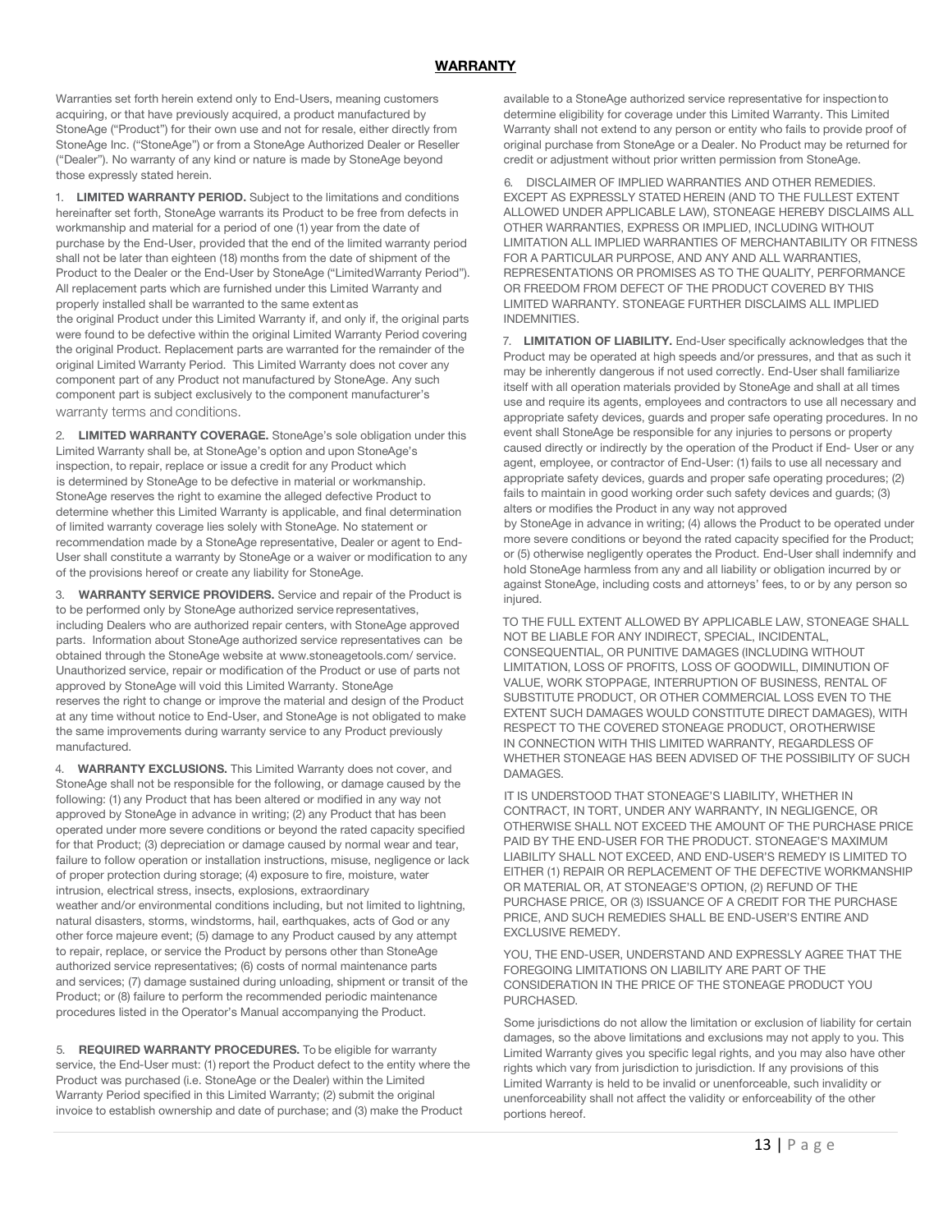## WARRANTY

Warranties set forth herein extend only to End-Users, meaning customers acquiring, or that have previously acquired, a product manufactured by StoneAge ("Product") for their own use and not for resale, either directly from StoneAge Inc. ("StoneAge") or from a StoneAge Authorized Dealer or Reseller ("Dealer"). No warranty of any kind or nature is made by StoneAge beyond those expressly stated herein.

1. **LIMITED WARRANTY PERIOD.** Subject to the limitations and conditions hereinafter set forth, StoneAge warrants its Product to be free from defects in workmanship and material for a period of one (1) year from the date of purchase by the End-User, provided that the end of the limited warranty period shall not be later than eighteen (18) months from the date of shipment of the Product to the Dealer or the End-User by StoneAge ("Limited Warranty Period"). All replacement parts which are furnished under this Limited Warranty and properly installed shall be warranted to the same extent as the original Product under this Limited Warranty if, and only if, the original parts were found to be defective within the original Limited Warranty Period covering the original Product. Replacement parts are warranted for the remainder of the original Limited Warranty Period. This Limited Warranty does not cover any component part of any Product not manufactured by StoneAge. Any such component part is subject exclusively to the component manufacturer's warranty terms and conditions.

2. **LIMITED WARRANTY COVERAGE.** StoneAge's sole obligation under this Limited Warranty shall be, at StoneAge's option and upon StoneAge's inspection, to repair, replace or issue a credit for any Product which is determined by StoneAge to be defective in material or workmanship. StoneAge reserves the right to examine the alleged defective Product to determine whether this Limited Warranty is applicable, and final determination of limited warranty coverage lies solely with StoneAge. No statement or recommendation made by a StoneAge representative, Dealer or agent to End-User shall constitute a warranty by StoneAge or a waiver or modification to any of the provisions hereof or create any liability for StoneAge.

3. **WARRANTY SERVICE PROVIDERS.** Service and repair of the Product is to be performed only by StoneAge authorized service representatives, including Dealers who are authorized repair centers, with StoneAge approved parts. Information about StoneAge authorized service representatives can be obtained through the StoneAge website at www.stoneagetools.com/ service. Unauthorized service, repair or modification of the Product or use of parts not approved by StoneAge will void this Limited Warranty. StoneAge reserves the right to change or improve the material and design of the Product at any time without notice to End-User, and StoneAge is not obligated to make the same improvements during warranty service to any Product previously manufactured.

4. **WARRANTY EXCLUSIONS.** This Limited Warranty does not cover, and StoneAge shall not be responsible for the following, or damage caused by the following: (1) any Product that has been altered or modified in any way not approved by StoneAge in advance in writing; (2) any Product that has been operated under more severe conditions or beyond the rated capacity specified for that Product; (3) depreciation or damage caused by normal wear and tear, failure to follow operation or installation instructions, misuse, negligence or lack of proper protection during storage; (4) exposure to fire, moisture, water intrusion, electrical stress, insects, explosions, extraordinary weather and/or environmental conditions including, but not limited to lightning, natural disasters, storms, windstorms, hail, earthquakes, acts of God or any other force majeure event; (5) damage to any Product caused by any attempt to repair, replace, or service the Product by persons other than StoneAge authorized service representatives; (6) costs of normal maintenance parts and services; (7) damage sustained during unloading, shipment or transit of the Product; or (8) failure to perform the recommended periodic maintenance procedures listed in the Operator's Manual accompanying the Product.

5. **REQUIRED WARRANTY PROCEDURES.** To be eligible for warranty service, the End-User must: (1) report the Product defect to the entity where the Product was purchased (i.e. StoneAge or the Dealer) within the Limited Warranty Period specified in this Limited Warranty; (2) submit the original invoice to establish ownership and date of purchase; and (3) make the Product available to a StoneAge authorized service representative for inspection to determine eligibility for coverage under this Limited Warranty. This Limited Warranty shall not extend to any person or entity who fails to provide proof of original purchase from StoneAge or a Dealer. No Product may be returned for credit or adjustment without prior written permission from StoneAge.

6. DISCLAIMER OF IMPLIED WARRANTIES AND OTHER REMEDIES. EXCEPT AS EXPRESSLY STATED HEREIN (AND TO THE FULLEST EXTENT ALLOWED UNDER APPLICABLE LAW), STONEAGE HEREBY DISCLAIMS ALL OTHER WARRANTIES, EXPRESS OR IMPLIED, INCLUDING WITHOUT LIMITATION ALL IMPLIED WARRANTIES OF MERCHANTABILITY OR FITNESS FOR A PARTICULAR PURPOSE, AND ANY AND ALL WARRANTIES, REPRESENTATIONS OR PROMISES AS TO THE QUALITY, PERFORMANCE OR FREEDOM FROM DEFECT OF THE PRODUCT COVERED BY THIS LIMITED WARRANTY. STONEAGE FURTHER DISCLAIMS ALL IMPLIED INDEMNITIES.

7. **LIMITATION OF LIABILITY.** End-User specifically acknowledges that the Product may be operated at high speeds and/or pressures, and that as such it may be inherently dangerous if not used correctly. End-User shall familiarize itself with all operation materials provided by StoneAge and shall at all times use and require its agents, employees and contractors to use all necessary and appropriate safety devices, guards and proper safe operating procedures. In no event shall StoneAge be responsible for any injuries to persons or property caused directly or indirectly by the operation of the Product if End- User or any agent, employee, or contractor of End-User: (1) fails to use all necessary and appropriate safety devices, guards and proper safe operating procedures; (2) fails to maintain in good working order such safety devices and guards; (3) alters or modifies the Product in any way not approved by StoneAge in advance in writing; (4) allows the Product to be operated under more severe conditions or beyond the rated capacity specified for the Product; or (5) otherwise negligently operates the Product. End-User shall indemnify and hold StoneAge harmless from any and all liability or obligation incurred by or against StoneAge, including costs and attorneys' fees, to or by any person so injured.

TO THE FULL EXTENT ALLOWED BY APPLICABLE LAW, STONEAGE SHALL NOT BE LIABLE FOR ANY INDIRECT, SPECIAL, INCIDENTAL, CONSEQUENTIAL, OR PUNITIVE DAMAGES (INCLUDING WITHOUT LIMITATION, LOSS OF PROFITS, LOSS OF GOODWILL, DIMINUTION OF VALUE, WORK STOPPAGE, INTERRUPTION OF BUSINESS, RENTAL OF SUBSTITUTE PRODUCT, OR OTHER COMMERCIAL LOSS EVEN TO THE EXTENT SUCH DAMAGES WOULD CONSTITUTE DIRECT DAMAGES), WITH RESPECT TO THE COVERED STONEAGE PRODUCT, OROTHERWISE IN CONNECTION WITH THIS LIMITED WARRANTY, REGARDLESS OF WHETHER STONEAGE HAS BEEN ADVISED OF THE POSSIBILITY OF SUCH DAMAGES.

IT IS UNDERSTOOD THAT STONEAGE'S LIABILITY, WHETHER IN CONTRACT, IN TORT, UNDER ANY WARRANTY, IN NEGLIGENCE, OR OTHERWISE SHALL NOT EXCEED THE AMOUNT OF THE PURCHASE PRICE PAID BY THE END-USER FOR THE PRODUCT. STONEAGE'S MAXIMUM LIABILITY SHALL NOT EXCEED, AND END-USER'S REMEDY IS LIMITED TO EITHER (1) REPAIR OR REPLACEMENT OF THE DEFECTIVE WORKMANSHIP OR MATERIAL OR, AT STONEAGE'S OPTION, (2) REFUND OF THE PURCHASE PRICE, OR (3) ISSUANCE OF A CREDIT FOR THE PURCHASE PRICE, AND SUCH REMEDIES SHALL BE END-USER'S ENTIRE AND EXCLUSIVE REMEDY.

YOU, THE END-USER, UNDERSTAND AND EXPRESSLY AGREE THAT THE FOREGOING LIMITATIONS ON LIABILITY ARE PART OF THE CONSIDERATION IN THE PRICE OF THE STONEAGE PRODUCT YOU PURCHASED.

Some jurisdictions do not allow the limitation or exclusion of liability for certain damages, so the above limitations and exclusions may not apply to you. This Limited Warranty gives you specific legal rights, and you may also have other rights which vary from jurisdiction to jurisdiction. If any provisions of this Limited Warranty is held to be invalid or unenforceable, such invalidity or unenforceability shall not affect the validity or enforceability of the other portions hereof.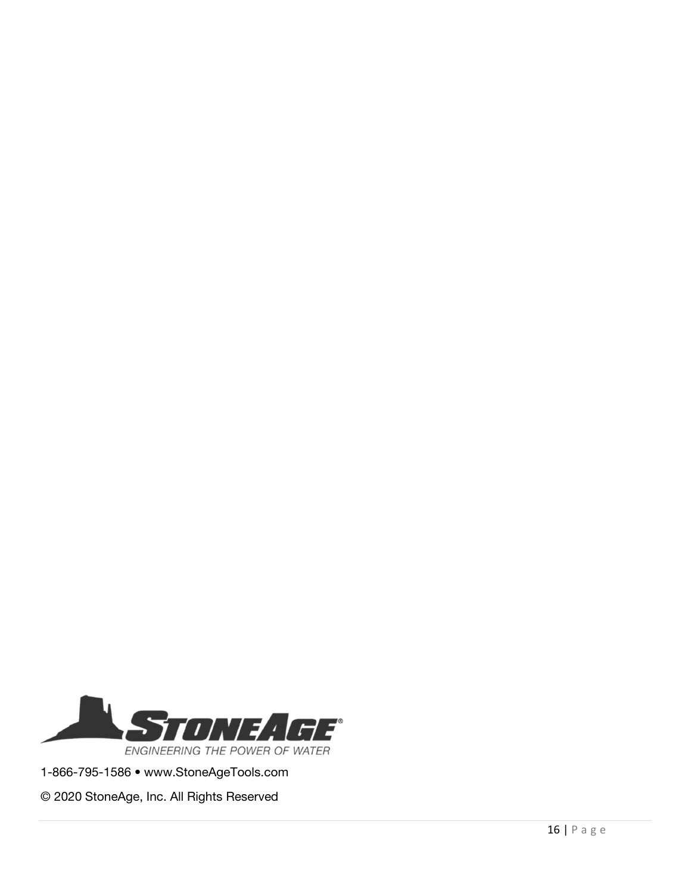STONEAGE®

ENGINEERING THE POWER OF WATER

1-866-795-1586 • www.StoneAgeTools.com

© 2020 StoneAge, Inc. All Rights Reserved